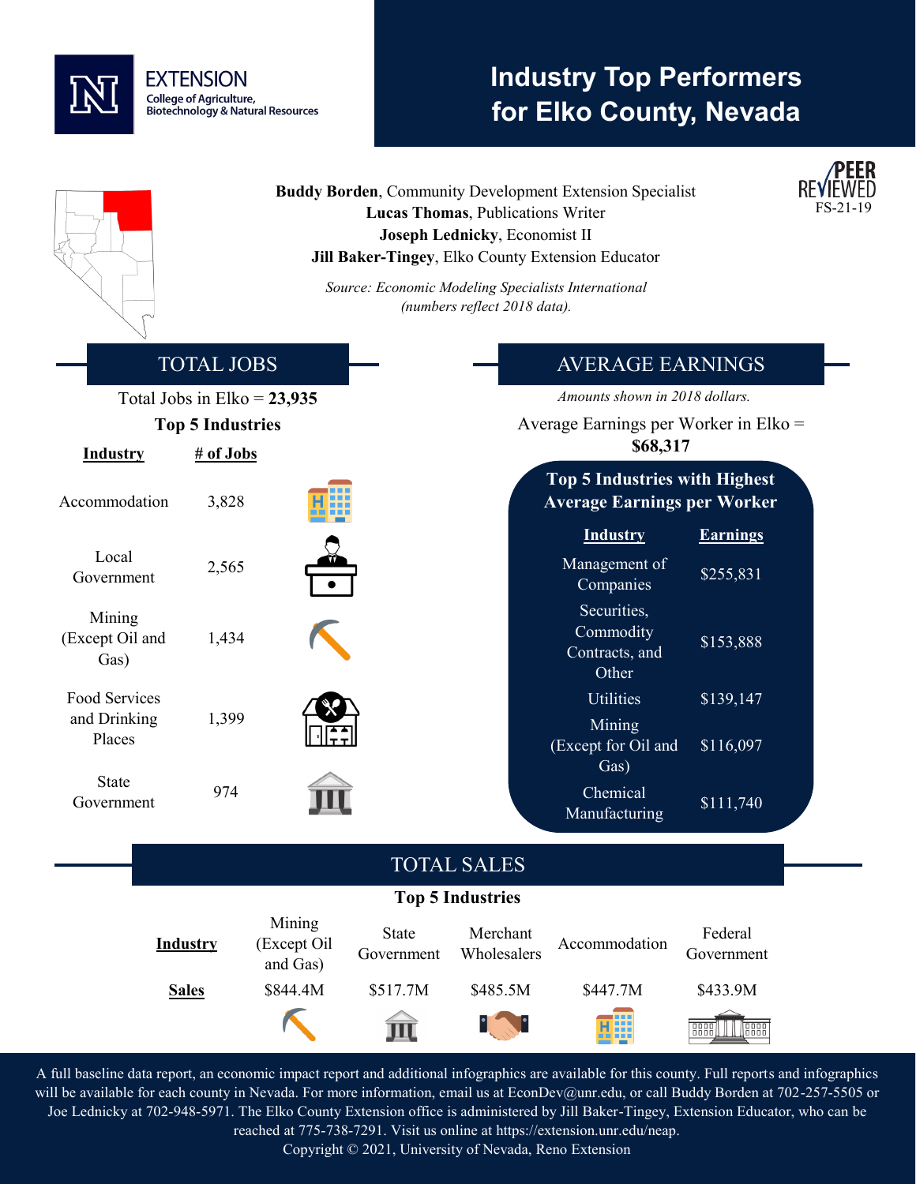EXTENSION
College of Agriculture, Biotechnology & Natural Resources

# Industry Top Performers for Elko County, Nevada

PEER REVIEWED
FS-21-19

**Buddy Borden**, Community Development Extension Specialist
**Lucas Thomas**, Publications Writer
**Joseph Lednicky**, Economist II
**Jill Baker-Tingey**, Elko County Extension Educator

*Source: Economic Modeling Specialists International (numbers reflect 2018 data).*

## TOTAL JOBS

Total Jobs in Elko = **23,935**

**Top 5 Industries**

| Industry | # of Jobs |
| --- | --- |
| Accommodation | 3,828 |
| Local Government | 2,565 |
| Mining (Except Oil and Gas) | 1,434 |
| Food Services and Drinking Places | 1,399 |
| State Government | 974 |

## AVERAGE EARNINGS

*Amounts shown in 2018 dollars.*

Average Earnings per Worker in Elko = **$68,317**

**Top 5 Industries with Highest Average Earnings per Worker**

| Industry | Earnings |
| --- | --- |
| Management of Companies | $255,831 |
| Securities, Commodity Contracts, and Other | $153,888 |
| Utilities | $139,147 |
| Mining (Except for Oil and Gas) | $116,097 |
| Chemical Manufacturing | $111,740 |

## TOTAL SALES

**Top 5 Industries**

| Industry | Mining (Except Oil and Gas) | State Government | Merchant Wholesalers | Accommodation | Federal Government |
| --- | --- | --- | --- | --- | --- |
| Sales | $844.4M | $517.7M | $485.5M | $447.7M | $433.9M |

A full baseline data report, an economic impact report and additional infographics are available for this county. Full reports and infographics will be available for each county in Nevada. For more information, email us at EconDev@unr.edu, or call Buddy Borden at 702-257-5505 or Joe Lednicky at 702-948-5971. The Elko County Extension office is administered by Jill Baker-Tingey, Extension Educator, who can be reached at 775-738-7291. Visit us online at https://extension.unr.edu/neap.
Copyright © 2021, University of Nevada, Reno Extension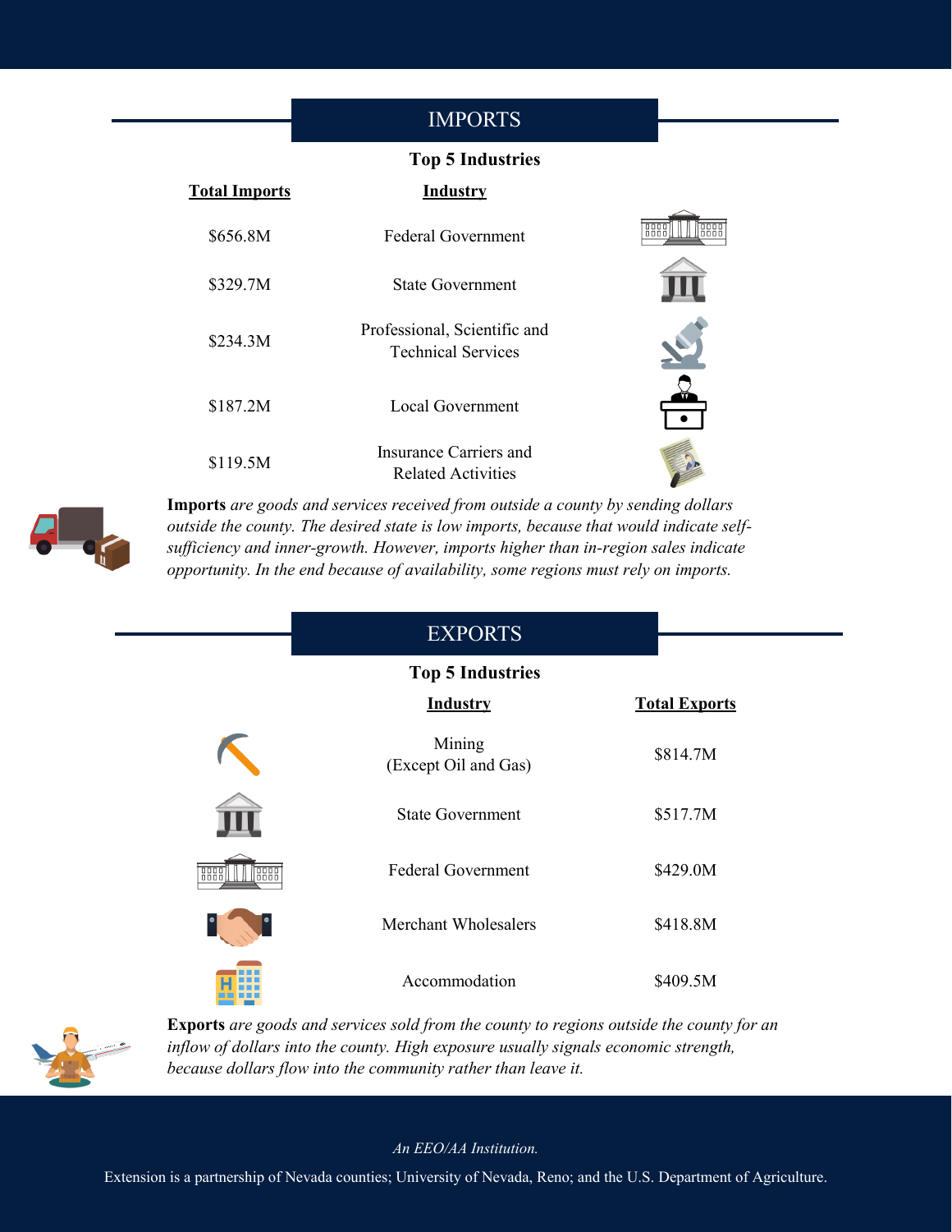## IMPORTS

### Top 5 Industries

| Total Imports | Industry |
|---|---|
| $656.8M | Federal Government |
| $329.7M | State Government |
| $234.3M | Professional, Scientific and Technical Services |
| $187.2M | Local Government |
| $119.5M | Insurance Carriers and Related Activities |

**Imports** *are goods and services received from outside a county by sending dollars outside the county. The desired state is low imports, because that would indicate self-sufficiency and inner-growth. However, imports higher than in-region sales indicate opportunity. In the end because of availability, some regions must rely on imports.*

## EXPORTS

### Top 5 Industries

| Industry | Total Exports |
|---|---|
| Mining (Except Oil and Gas) | $814.7M |
| State Government | $517.7M |
| Federal Government | $429.0M |
| Merchant Wholesalers | $418.8M |
| Accommodation | $409.5M |

**Exports** *are goods and services sold from the county to regions outside the county for an inflow of dollars into the county. High exposure usually signals economic strength, because dollars flow into the community rather than leave it.*

*An EEO/AA Institution.*

Extension is a partnership of Nevada counties; University of Nevada, Reno; and the U.S. Department of Agriculture.